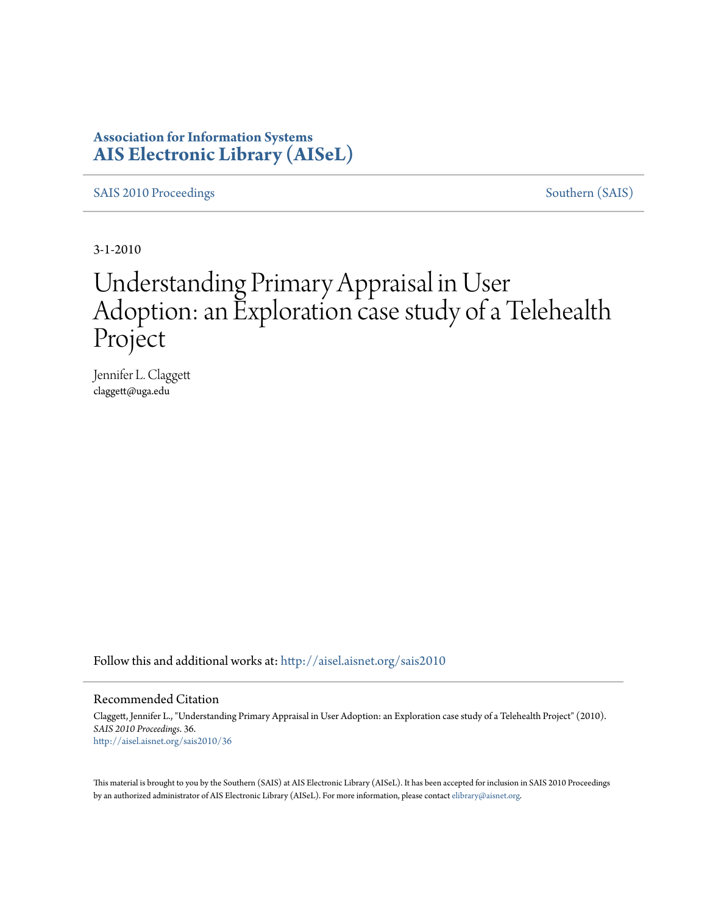# Association for Information Systems
# AIS Electronic Library (AISeL)

SAIS 2010 Proceedings | Southern (SAIS)

3-1-2010

# Understanding Primary Appraisal in User Adoption: an Exploration case study of a Telehealth Project

Jennifer L. Claggett
claggett@uga.edu

Follow this and additional works at: http://aisel.aisnet.org/sais2010

## Recommended Citation

Claggett, Jennifer L., "Understanding Primary Appraisal in User Adoption: an Exploration case study of a Telehealth Project" (2010). *SAIS 2010 Proceedings*. 36.
http://aisel.aisnet.org/sais2010/36

This material is brought to you by the Southern (SAIS) at AIS Electronic Library (AISeL). It has been accepted for inclusion in SAIS 2010 Proceedings by an authorized administrator of AIS Electronic Library (AISeL). For more information, please contact elibrary@aisnet.org.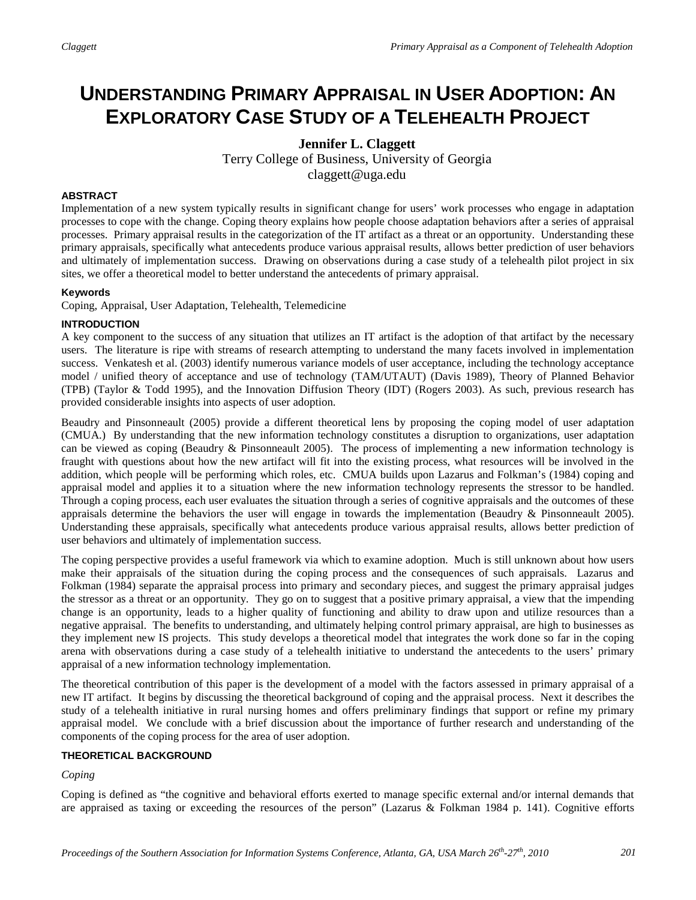# UNDERSTANDING PRIMARY APPRAISAL IN USER ADOPTION: AN EXPLORATORY CASE STUDY OF A TELEHEALTH PROJECT

**Jennifer L. Claggett**
Terry College of Business, University of Georgia
claggett@uga.edu

#### ABSTRACT

Implementation of a new system typically results in significant change for users' work processes who engage in adaptation processes to cope with the change. Coping theory explains how people choose adaptation behaviors after a series of appraisal processes. Primary appraisal results in the categorization of the IT artifact as a threat or an opportunity. Understanding these primary appraisals, specifically what antecedents produce various appraisal results, allows better prediction of user behaviors and ultimately of implementation success. Drawing on observations during a case study of a telehealth pilot project in six sites, we offer a theoretical model to better understand the antecedents of primary appraisal.

#### Keywords

Coping, Appraisal, User Adaptation, Telehealth, Telemedicine

#### INTRODUCTION

A key component to the success of any situation that utilizes an IT artifact is the adoption of that artifact by the necessary users. The literature is ripe with streams of research attempting to understand the many facets involved in implementation success. Venkatesh et al. (2003) identify numerous variance models of user acceptance, including the technology acceptance model / unified theory of acceptance and use of technology (TAM/UTAUT) (Davis 1989), Theory of Planned Behavior (TPB) (Taylor & Todd 1995), and the Innovation Diffusion Theory (IDT) (Rogers 2003). As such, previous research has provided considerable insights into aspects of user adoption.

Beaudry and Pinsonneault (2005) provide a different theoretical lens by proposing the coping model of user adaptation (CMUA.) By understanding that the new information technology constitutes a disruption to organizations, user adaptation can be viewed as coping (Beaudry & Pinsonneault 2005). The process of implementing a new information technology is fraught with questions about how the new artifact will fit into the existing process, what resources will be involved in the addition, which people will be performing which roles, etc. CMUA builds upon Lazarus and Folkman's (1984) coping and appraisal model and applies it to a situation where the new information technology represents the stressor to be handled. Through a coping process, each user evaluates the situation through a series of cognitive appraisals and the outcomes of these appraisals determine the behaviors the user will engage in towards the implementation (Beaudry & Pinsonneault 2005). Understanding these appraisals, specifically what antecedents produce various appraisal results, allows better prediction of user behaviors and ultimately of implementation success.

The coping perspective provides a useful framework via which to examine adoption. Much is still unknown about how users make their appraisals of the situation during the coping process and the consequences of such appraisals. Lazarus and Folkman (1984) separate the appraisal process into primary and secondary pieces, and suggest the primary appraisal judges the stressor as a threat or an opportunity. They go on to suggest that a positive primary appraisal, a view that the impending change is an opportunity, leads to a higher quality of functioning and ability to draw upon and utilize resources than a negative appraisal. The benefits to understanding, and ultimately helping control primary appraisal, are high to businesses as they implement new IS projects. This study develops a theoretical model that integrates the work done so far in the coping arena with observations during a case study of a telehealth initiative to understand the antecedents to the users' primary appraisal of a new information technology implementation.

The theoretical contribution of this paper is the development of a model with the factors assessed in primary appraisal of a new IT artifact. It begins by discussing the theoretical background of coping and the appraisal process. Next it describes the study of a telehealth initiative in rural nursing homes and offers preliminary findings that support or refine my primary appraisal model. We conclude with a brief discussion about the importance of further research and understanding of the components of the coping process for the area of user adoption.

#### THEORETICAL BACKGROUND

*Coping*

Coping is defined as "the cognitive and behavioral efforts exerted to manage specific external and/or internal demands that are appraised as taxing or exceeding the resources of the person" (Lazarus & Folkman 1984 p. 141). Cognitive efforts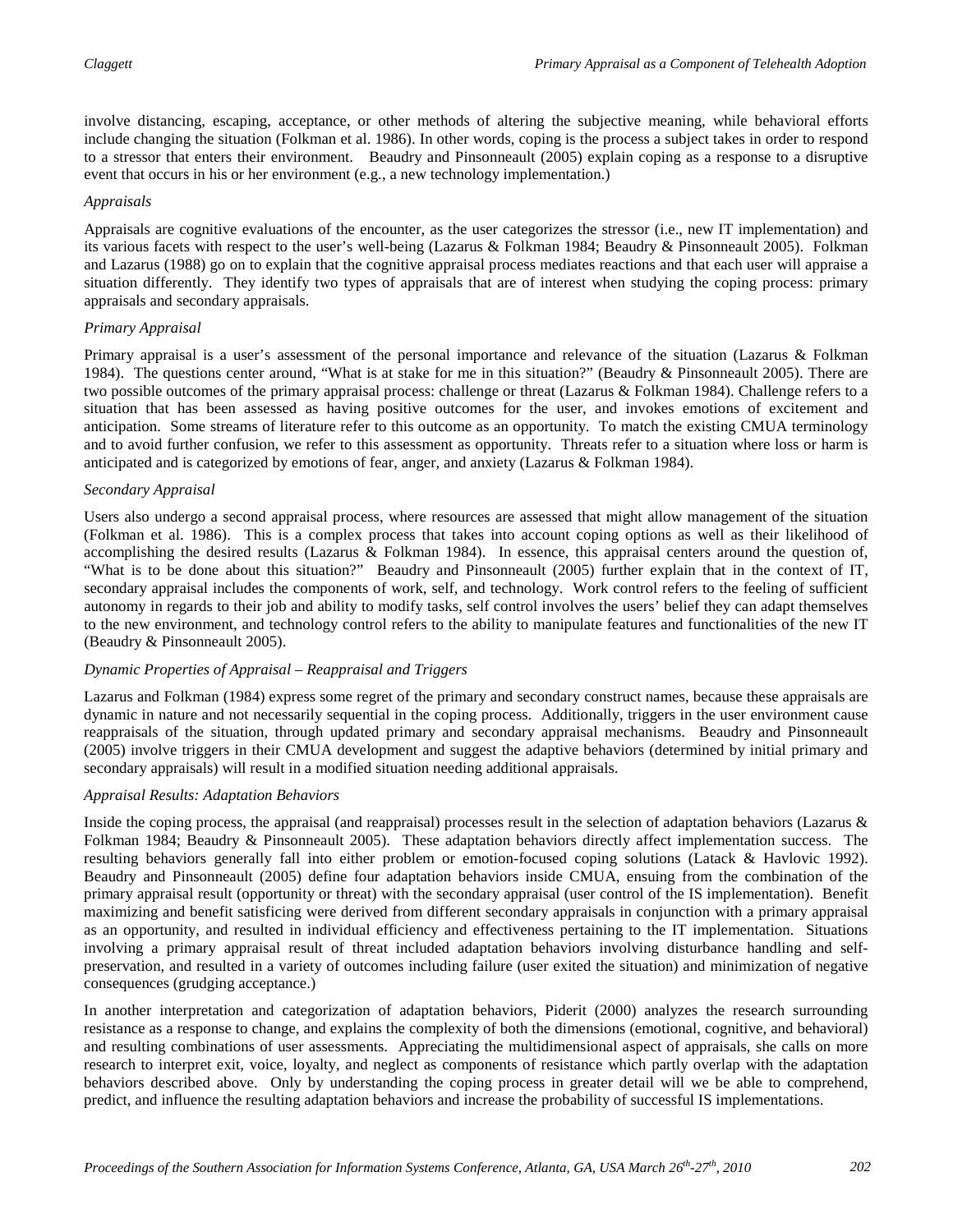involve distancing, escaping, acceptance, or other methods of altering the subjective meaning, while behavioral efforts include changing the situation (Folkman et al. 1986). In other words, coping is the process a subject takes in order to respond to a stressor that enters their environment. Beaudry and Pinsonneault (2005) explain coping as a response to a disruptive event that occurs in his or her environment (e.g., a new technology implementation.)

*Appraisals*

Appraisals are cognitive evaluations of the encounter, as the user categorizes the stressor (i.e., new IT implementation) and its various facets with respect to the user's well-being (Lazarus & Folkman 1984; Beaudry & Pinsonneault 2005). Folkman and Lazarus (1988) go on to explain that the cognitive appraisal process mediates reactions and that each user will appraise a situation differently. They identify two types of appraisals that are of interest when studying the coping process: primary appraisals and secondary appraisals.

*Primary Appraisal*

Primary appraisal is a user's assessment of the personal importance and relevance of the situation (Lazarus & Folkman 1984). The questions center around, "What is at stake for me in this situation?" (Beaudry & Pinsonneault 2005). There are two possible outcomes of the primary appraisal process: challenge or threat (Lazarus & Folkman 1984). Challenge refers to a situation that has been assessed as having positive outcomes for the user, and invokes emotions of excitement and anticipation. Some streams of literature refer to this outcome as an opportunity. To match the existing CMUA terminology and to avoid further confusion, we refer to this assessment as opportunity. Threats refer to a situation where loss or harm is anticipated and is categorized by emotions of fear, anger, and anxiety (Lazarus & Folkman 1984).

*Secondary Appraisal*

Users also undergo a second appraisal process, where resources are assessed that might allow management of the situation (Folkman et al. 1986). This is a complex process that takes into account coping options as well as their likelihood of accomplishing the desired results (Lazarus & Folkman 1984). In essence, this appraisal centers around the question of, "What is to be done about this situation?" Beaudry and Pinsonneault (2005) further explain that in the context of IT, secondary appraisal includes the components of work, self, and technology. Work control refers to the feeling of sufficient autonomy in regards to their job and ability to modify tasks, self control involves the users' belief they can adapt themselves to the new environment, and technology control refers to the ability to manipulate features and functionalities of the new IT (Beaudry & Pinsonneault 2005).

*Dynamic Properties of Appraisal – Reappraisal and Triggers*

Lazarus and Folkman (1984) express some regret of the primary and secondary construct names, because these appraisals are dynamic in nature and not necessarily sequential in the coping process. Additionally, triggers in the user environment cause reappraisals of the situation, through updated primary and secondary appraisal mechanisms. Beaudry and Pinsonneault (2005) involve triggers in their CMUA development and suggest the adaptive behaviors (determined by initial primary and secondary appraisals) will result in a modified situation needing additional appraisals.

*Appraisal Results: Adaptation Behaviors*

Inside the coping process, the appraisal (and reappraisal) processes result in the selection of adaptation behaviors (Lazarus & Folkman 1984; Beaudry & Pinsonneault 2005). These adaptation behaviors directly affect implementation success. The resulting behaviors generally fall into either problem or emotion-focused coping solutions (Latack & Havlovic 1992). Beaudry and Pinsonneault (2005) define four adaptation behaviors inside CMUA, ensuing from the combination of the primary appraisal result (opportunity or threat) with the secondary appraisal (user control of the IS implementation). Benefit maximizing and benefit satisficing were derived from different secondary appraisals in conjunction with a primary appraisal as an opportunity, and resulted in individual efficiency and effectiveness pertaining to the IT implementation. Situations involving a primary appraisal result of threat included adaptation behaviors involving disturbance handling and self-preservation, and resulted in a variety of outcomes including failure (user exited the situation) and minimization of negative consequences (grudging acceptance.)

In another interpretation and categorization of adaptation behaviors, Piderit (2000) analyzes the research surrounding resistance as a response to change, and explains the complexity of both the dimensions (emotional, cognitive, and behavioral) and resulting combinations of user assessments. Appreciating the multidimensional aspect of appraisals, she calls on more research to interpret exit, voice, loyalty, and neglect as components of resistance which partly overlap with the adaptation behaviors described above. Only by understanding the coping process in greater detail will we be able to comprehend, predict, and influence the resulting adaptation behaviors and increase the probability of successful IS implementations.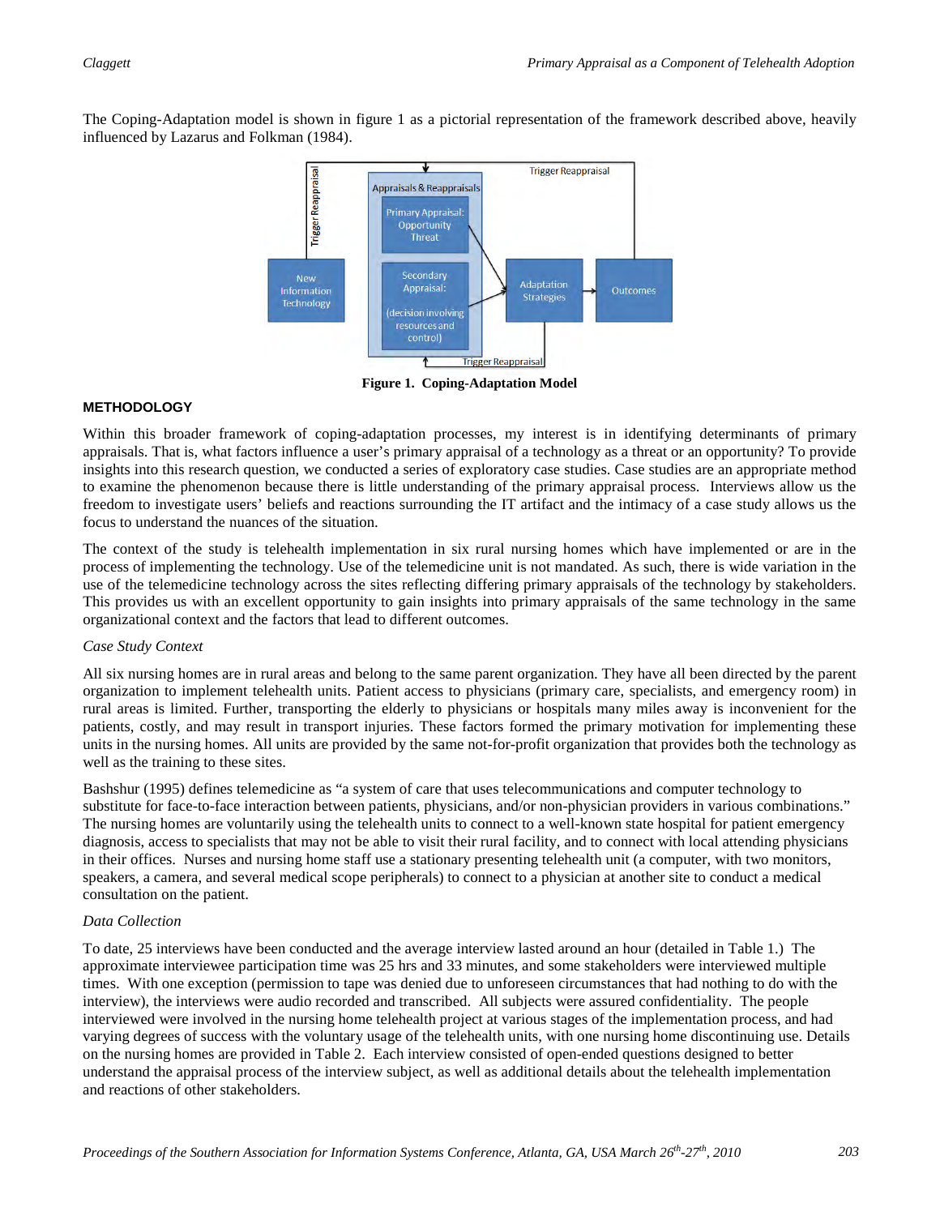The Coping-Adaptation model is shown in figure 1 as a pictorial representation of the framework described above, heavily influenced by Lazarus and Folkman (1984).

**Figure 1. Coping-Adaptation Model**

## METHODOLOGY

Within this broader framework of coping-adaptation processes, my interest is in identifying determinants of primary appraisals. That is, what factors influence a user's primary appraisal of a technology as a threat or an opportunity? To provide insights into this research question, we conducted a series of exploratory case studies. Case studies are an appropriate method to examine the phenomenon because there is little understanding of the primary appraisal process. Interviews allow us the freedom to investigate users' beliefs and reactions surrounding the IT artifact and the intimacy of a case study allows us the focus to understand the nuances of the situation.

The context of the study is telehealth implementation in six rural nursing homes which have implemented or are in the process of implementing the technology. Use of the telemedicine unit is not mandated. As such, there is wide variation in the use of the telemedicine technology across the sites reflecting differing primary appraisals of the technology by stakeholders. This provides us with an excellent opportunity to gain insights into primary appraisals of the same technology in the same organizational context and the factors that lead to different outcomes.

### *Case Study Context*

All six nursing homes are in rural areas and belong to the same parent organization. They have all been directed by the parent organization to implement telehealth units. Patient access to physicians (primary care, specialists, and emergency room) in rural areas is limited. Further, transporting the elderly to physicians or hospitals many miles away is inconvenient for the patients, costly, and may result in transport injuries. These factors formed the primary motivation for implementing these units in the nursing homes. All units are provided by the same not-for-profit organization that provides both the technology as well as the training to these sites.

Bashshur (1995) defines telemedicine as "a system of care that uses telecommunications and computer technology to substitute for face-to-face interaction between patients, physicians, and/or non-physician providers in various combinations." The nursing homes are voluntarily using the telehealth units to connect to a well-known state hospital for patient emergency diagnosis, access to specialists that may not be able to visit their rural facility, and to connect with local attending physicians in their offices. Nurses and nursing home staff use a stationary presenting telehealth unit (a computer, with two monitors, speakers, a camera, and several medical scope peripherals) to connect to a physician at another site to conduct a medical consultation on the patient.

### *Data Collection*

To date, 25 interviews have been conducted and the average interview lasted around an hour (detailed in Table 1.) The approximate interviewee participation time was 25 hrs and 33 minutes, and some stakeholders were interviewed multiple times. With one exception (permission to tape was denied due to unforeseen circumstances that had nothing to do with the interview), the interviews were audio recorded and transcribed. All subjects were assured confidentiality. The people interviewed were involved in the nursing home telehealth project at various stages of the implementation process, and had varying degrees of success with the voluntary usage of the telehealth units, with one nursing home discontinuing use. Details on the nursing homes are provided in Table 2. Each interview consisted of open-ended questions designed to better understand the appraisal process of the interview subject, as well as additional details about the telehealth implementation and reactions of other stakeholders.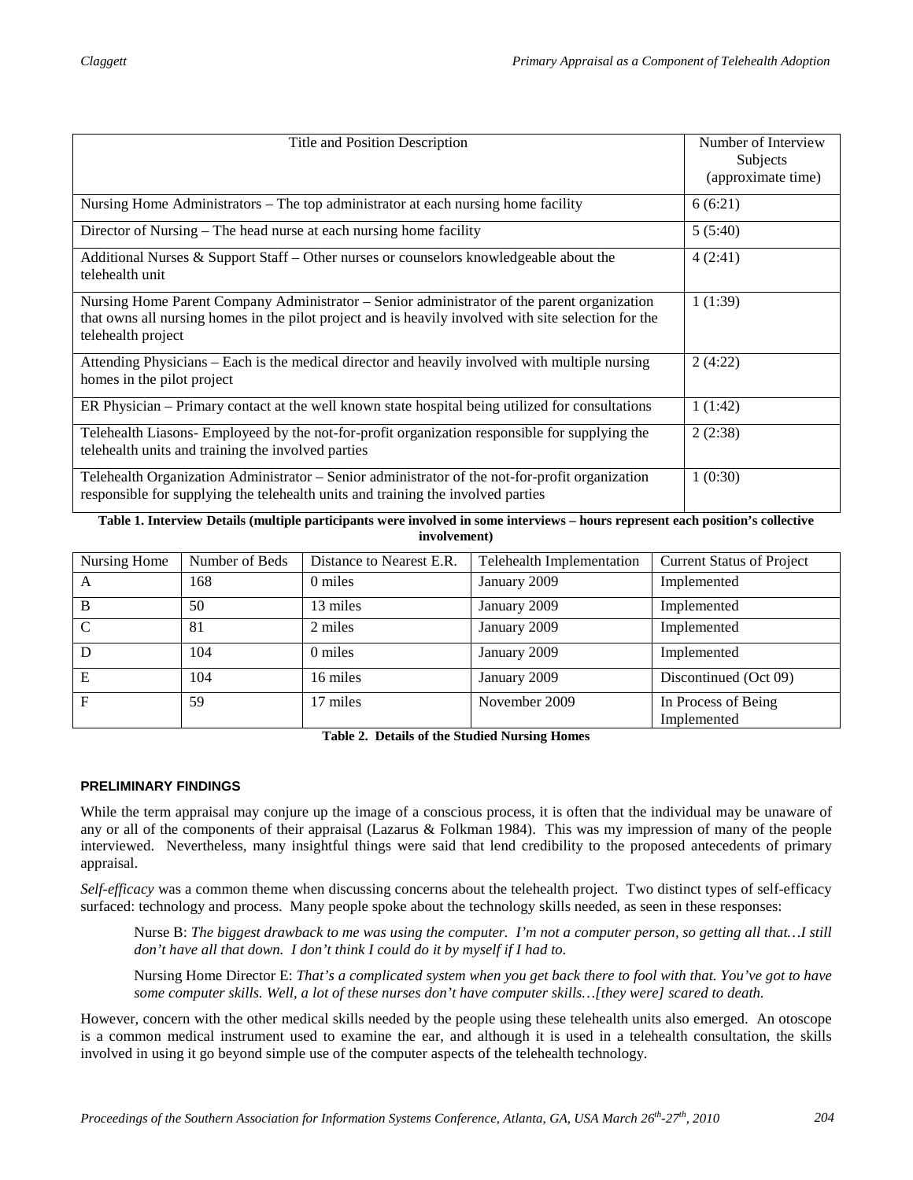| Title and Position Description | Number of Interview Subjects (approximate time) |
|---|---|
| Nursing Home Administrators – The top administrator at each nursing home facility | 6 (6:21) |
| Director of Nursing – The head nurse at each nursing home facility | 5 (5:40) |
| Additional Nurses & Support Staff – Other nurses or counselors knowledgeable about the telehealth unit | 4 (2:41) |
| Nursing Home Parent Company Administrator – Senior administrator of the parent organization that owns all nursing homes in the pilot project and is heavily involved with site selection for the telehealth project | 1 (1:39) |
| Attending Physicians – Each is the medical director and heavily involved with multiple nursing homes in the pilot project | 2 (4:22) |
| ER Physician – Primary contact at the well known state hospital being utilized for consultations | 1 (1:42) |
| Telehealth Liasons- Employeed by the not-for-profit organization responsible for supplying the telehealth units and training the involved parties | 2 (2:38) |
| Telehealth Organization Administrator – Senior administrator of the not-for-profit organization responsible for supplying the telehealth units and training the involved parties | 1 (0:30) |

**Table 1. Interview Details (multiple participants were involved in some interviews – hours represent each position's collective involvement)**

| Nursing Home | Number of Beds | Distance to Nearest E.R. | Telehealth Implementation | Current Status of Project |
|---|---|---|---|---|
| A | 168 | 0 miles | January 2009 | Implemented |
| B | 50 | 13 miles | January 2009 | Implemented |
| C | 81 | 2 miles | January 2009 | Implemented |
| D | 104 | 0 miles | January 2009 | Implemented |
| E | 104 | 16 miles | January 2009 | Discontinued (Oct 09) |
| F | 59 | 17 miles | November 2009 | In Process of Being Implemented |

**Table 2. Details of the Studied Nursing Homes**

## PRELIMINARY FINDINGS

While the term appraisal may conjure up the image of a conscious process, it is often that the individual may be unaware of any or all of the components of their appraisal (Lazarus & Folkman 1984). This was my impression of many of the people interviewed. Nevertheless, many insightful things were said that lend credibility to the proposed antecedents of primary appraisal.

*Self-efficacy* was a common theme when discussing concerns about the telehealth project. Two distinct types of self-efficacy surfaced: technology and process. Many people spoke about the technology skills needed, as seen in these responses:

> Nurse B: *The biggest drawback to me was using the computer. I'm not a computer person, so getting all that…I still don't have all that down. I don't think I could do it by myself if I had to.*
>
> Nursing Home Director E: *That's a complicated system when you get back there to fool with that. You've got to have some computer skills. Well, a lot of these nurses don't have computer skills…[they were] scared to death.*

However, concern with the other medical skills needed by the people using these telehealth units also emerged. An otoscope is a common medical instrument used to examine the ear, and although it is used in a telehealth consultation, the skills involved in using it go beyond simple use of the computer aspects of the telehealth technology.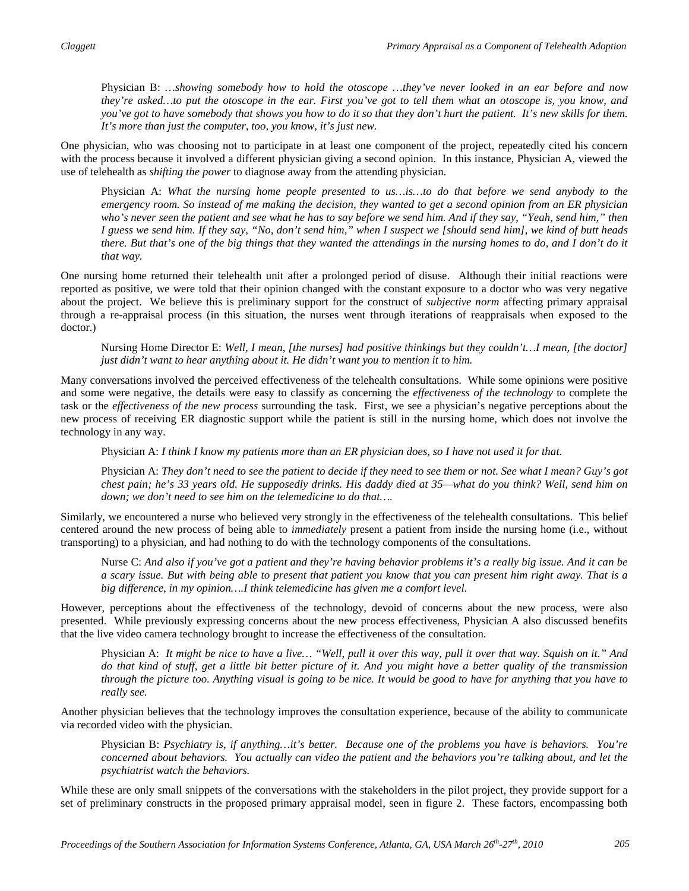Physician B: *…showing somebody how to hold the otoscope …they've never looked in an ear before and now they're asked…to put the otoscope in the ear. First you've got to tell them what an otoscope is, you know, and you've got to have somebody that shows you how to do it so that they don't hurt the patient. It's new skills for them. It's more than just the computer, too, you know, it's just new.*

One physician, who was choosing not to participate in at least one component of the project, repeatedly cited his concern with the process because it involved a different physician giving a second opinion. In this instance, Physician A, viewed the use of telehealth as *shifting the power* to diagnose away from the attending physician.

Physician A: *What the nursing home people presented to us…is…to do that before we send anybody to the emergency room. So instead of me making the decision, they wanted to get a second opinion from an ER physician who's never seen the patient and see what he has to say before we send him. And if they say, "Yeah, send him," then I guess we send him. If they say, "No, don't send him," when I suspect we [should send him], we kind of butt heads there. But that's one of the big things that they wanted the attendings in the nursing homes to do, and I don't do it that way.*

One nursing home returned their telehealth unit after a prolonged period of disuse. Although their initial reactions were reported as positive, we were told that their opinion changed with the constant exposure to a doctor who was very negative about the project. We believe this is preliminary support for the construct of *subjective norm* affecting primary appraisal through a re-appraisal process (in this situation, the nurses went through iterations of reappraisals when exposed to the doctor.)

Nursing Home Director E: *Well, I mean, [the nurses] had positive thinkings but they couldn't…I mean, [the doctor] just didn't want to hear anything about it. He didn't want you to mention it to him.*

Many conversations involved the perceived effectiveness of the telehealth consultations. While some opinions were positive and some were negative, the details were easy to classify as concerning the *effectiveness of the technology* to complete the task or the *effectiveness of the new process* surrounding the task. First, we see a physician's negative perceptions about the new process of receiving ER diagnostic support while the patient is still in the nursing home, which does not involve the technology in any way.

Physician A: *I think I know my patients more than an ER physician does, so I have not used it for that.*

Physician A: *They don't need to see the patient to decide if they need to see them or not. See what I mean? Guy's got chest pain; he's 33 years old. He supposedly drinks. His daddy died at 35—what do you think? Well, send him on down; we don't need to see him on the telemedicine to do that….*

Similarly, we encountered a nurse who believed very strongly in the effectiveness of the telehealth consultations. This belief centered around the new process of being able to *immediately* present a patient from inside the nursing home (i.e., without transporting) to a physician, and had nothing to do with the technology components of the consultations.

Nurse C: *And also if you've got a patient and they're having behavior problems it's a really big issue. And it can be a scary issue. But with being able to present that patient you know that you can present him right away. That is a big difference, in my opinion….I think telemedicine has given me a comfort level.*

However, perceptions about the effectiveness of the technology, devoid of concerns about the new process, were also presented. While previously expressing concerns about the new process effectiveness, Physician A also discussed benefits that the live video camera technology brought to increase the effectiveness of the consultation.

Physician A: *It might be nice to have a live… "Well, pull it over this way, pull it over that way. Squish on it." And do that kind of stuff, get a little bit better picture of it. And you might have a better quality of the transmission through the picture too. Anything visual is going to be nice. It would be good to have for anything that you have to really see.*

Another physician believes that the technology improves the consultation experience, because of the ability to communicate via recorded video with the physician.

Physician B: *Psychiatry is, if anything…it's better. Because one of the problems you have is behaviors. You're concerned about behaviors. You actually can video the patient and the behaviors you're talking about, and let the psychiatrist watch the behaviors.*

While these are only small snippets of the conversations with the stakeholders in the pilot project, they provide support for a set of preliminary constructs in the proposed primary appraisal model, seen in figure 2. These factors, encompassing both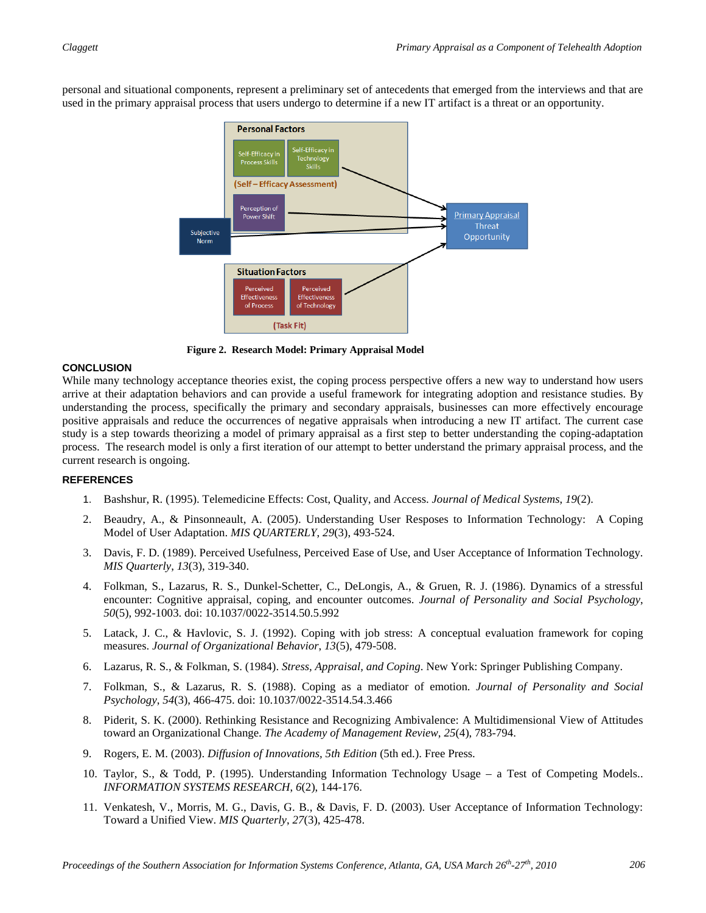personal and situational components, represent a preliminary set of antecedents that emerged from the interviews and that are used in the primary appraisal process that users undergo to determine if a new IT artifact is a threat or an opportunity.

Personal Factors

Self-Efficacy in Process Skills

Self-Efficacy in Technology Skills

(Self – Efficacy Assessment)

Perception of Power Shift

Subjective Norm

Primary Appraisal
Threat
Opportunity

Situation Factors

Perceived Effectiveness of Process

Perceived Effectiveness of Technology

(Task Fit)

**Figure 2. Research Model: Primary Appraisal Model**

## CONCLUSION

While many technology acceptance theories exist, the coping process perspective offers a new way to understand how users arrive at their adaptation behaviors and can provide a useful framework for integrating adoption and resistance studies. By understanding the process, specifically the primary and secondary appraisals, businesses can more effectively encourage positive appraisals and reduce the occurrences of negative appraisals when introducing a new IT artifact. The current case study is a step towards theorizing a model of primary appraisal as a first step to better understanding the coping-adaptation process. The research model is only a first iteration of our attempt to better understand the primary appraisal process, and the current research is ongoing.

## REFERENCES

1. Bashshur, R. (1995). Telemedicine Effects: Cost, Quality, and Access. *Journal of Medical Systems*, *19*(2).
2. Beaudry, A., & Pinsonneault, A. (2005). Understanding User Resposes to Information Technology: A Coping Model of User Adaptation. *MIS QUARTERLY*, *29*(3), 493-524.
3. Davis, F. D. (1989). Perceived Usefulness, Perceived Ease of Use, and User Acceptance of Information Technology. *MIS Quarterly*, *13*(3), 319-340.
4. Folkman, S., Lazarus, R. S., Dunkel-Schetter, C., DeLongis, A., & Gruen, R. J. (1986). Dynamics of a stressful encounter: Cognitive appraisal, coping, and encounter outcomes. *Journal of Personality and Social Psychology*, *50*(5), 992-1003. doi: 10.1037/0022-3514.50.5.992
5. Latack, J. C., & Havlovic, S. J. (1992). Coping with job stress: A conceptual evaluation framework for coping measures. *Journal of Organizational Behavior*, *13*(5), 479-508.
6. Lazarus, R. S., & Folkman, S. (1984). *Stress, Appraisal, and Coping*. New York: Springer Publishing Company.
7. Folkman, S., & Lazarus, R. S. (1988). Coping as a mediator of emotion. *Journal of Personality and Social Psychology*, *54*(3), 466-475. doi: 10.1037/0022-3514.54.3.466
8. Piderit, S. K. (2000). Rethinking Resistance and Recognizing Ambivalence: A Multidimensional View of Attitudes toward an Organizational Change. *The Academy of Management Review*, *25*(4), 783-794.
9. Rogers, E. M. (2003). *Diffusion of Innovations, 5th Edition* (5th ed.). Free Press.
10. Taylor, S., & Todd, P. (1995). Understanding Information Technology Usage – a Test of Competing Models.. *INFORMATION SYSTEMS RESEARCH*, *6*(2), 144-176.
11. Venkatesh, V., Morris, M. G., Davis, G. B., & Davis, F. D. (2003). User Acceptance of Information Technology: Toward a Unified View. *MIS Quarterly*, *27*(3), 425-478.